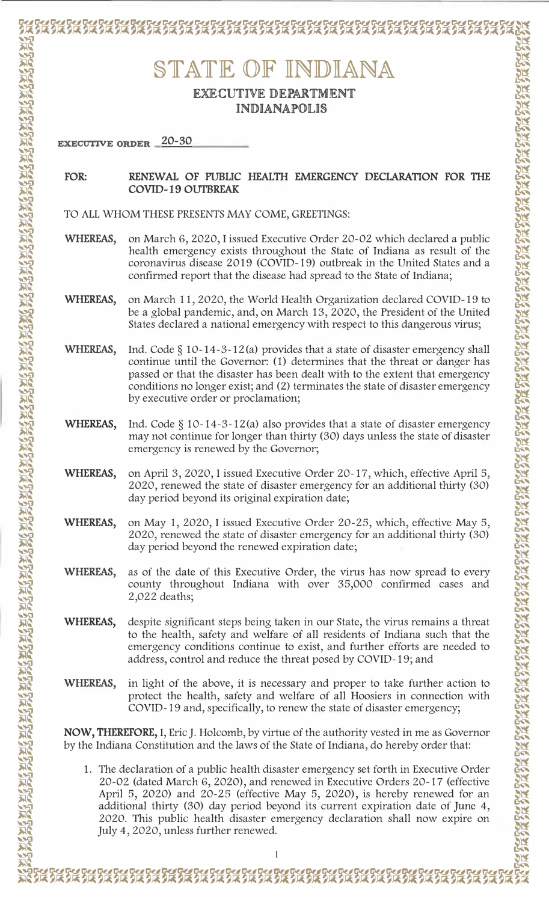# STATE OF INDIANA

## EXECUTIVE DEPARTMENT
## INDIANAPOLIS

**EXECUTIVE ORDER** 20-30

**FOR:** **RENEWAL OF PUBLIC HEALTH EMERGENCY DECLARATION FOR THE COVID-19 OUTBREAK**

TO ALL WHOM THESE PRESENTS MAY COME, GREETINGS:

**WHEREAS,** on March 6, 2020, I issued Executive Order 20-02 which declared a public health emergency exists throughout the State of Indiana as result of the coronavirus disease 2019 (COVID-19) outbreak in the United States and a confirmed report that the disease had spread to the State of Indiana;

**WHEREAS,** on March 11, 2020, the World Health Organization declared COVID-19 to be a global pandemic, and, on March 13, 2020, the President of the United States declared a national emergency with respect to this dangerous virus;

**WHEREAS,** Ind. Code § 10-14-3-12(a) provides that a state of disaster emergency shall continue until the Governor: (1) determines that the threat or danger has passed or that the disaster has been dealt with to the extent that emergency conditions no longer exist; and (2) terminates the state of disaster emergency by executive order or proclamation;

**WHEREAS,** Ind. Code § 10-14-3-12(a) also provides that a state of disaster emergency may not continue for longer than thirty (30) days unless the state of disaster emergency is renewed by the Governor;

**WHEREAS,** on April 3, 2020, I issued Executive Order 20-17, which, effective April 5, 2020, renewed the state of disaster emergency for an additional thirty (30) day period beyond its original expiration date;

**WHEREAS,** on May 1, 2020, I issued Executive Order 20-25, which, effective May 5, 2020, renewed the state of disaster emergency for an additional thirty (30) day period beyond the renewed expiration date;

**WHEREAS,** as of the date of this Executive Order, the virus has now spread to every county throughout Indiana with over 35,000 confirmed cases and 2,022 deaths;

**WHEREAS,** despite significant steps being taken in our State, the virus remains a threat to the health, safety and welfare of all residents of Indiana such that the emergency conditions continue to exist, and further efforts are needed to address, control and reduce the threat posed by COVID-19; and

**WHEREAS,** in light of the above, it is necessary and proper to take further action to protect the health, safety and welfare of all Hoosiers in connection with COVID-19 and, specifically, to renew the state of disaster emergency;

**NOW, THEREFORE,** I, Eric J. Holcomb, by virtue of the authority vested in me as Governor by the Indiana Constitution and the laws of the State of Indiana, do hereby order that:

1. The declaration of a public health disaster emergency set forth in Executive Order 20-02 (dated March 6, 2020), and renewed in Executive Orders 20-17 (effective April 5, 2020) and 20-25 (effective May 5, 2020), is hereby renewed for an additional thirty (30) day period beyond its current expiration date of June 4, 2020. This public health disaster emergency declaration shall now expire on July 4, 2020, unless further renewed.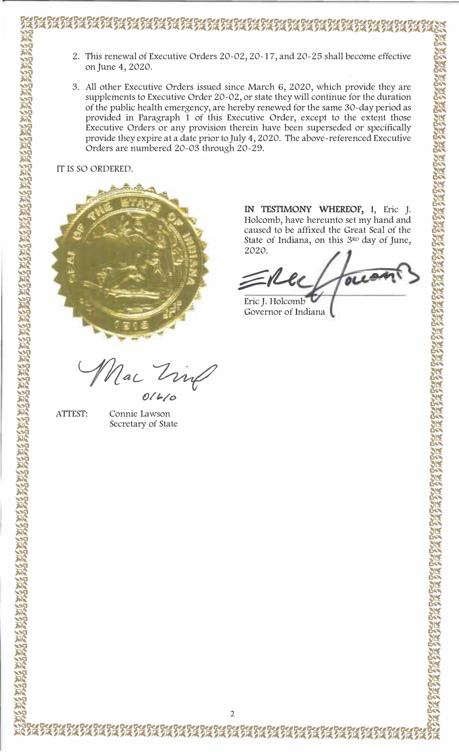2. This renewal of Executive Orders 20-02, 20-17, and 20-25 shall become effective on June 4, 2020.

3. All other Executive Orders issued since March 6, 2020, which provide they are supplements to Executive Order 20-02, or state they will continue for the duration of the public health emergency, are hereby renewed for the same 30-day period as provided in Paragraph 1 of this Executive Order, except to the extent those Executive Orders or any provision therein have been superseded or specifically provide they expire at a date prior to July 4, 2020. The above-referenced Executive Orders are numbered 20-03 through 20-29.

IT IS SO ORDERED.

**IN TESTIMONY WHEREOF,** I, Eric J. Holcomb, have hereunto set my hand and caused to be affixed the Great Seal of the State of Indiana, on this 3RD day of June, 2020.

Eric J. Holcomb
Governor of Indiana

ATTEST: Connie Lawson
Secretary of State